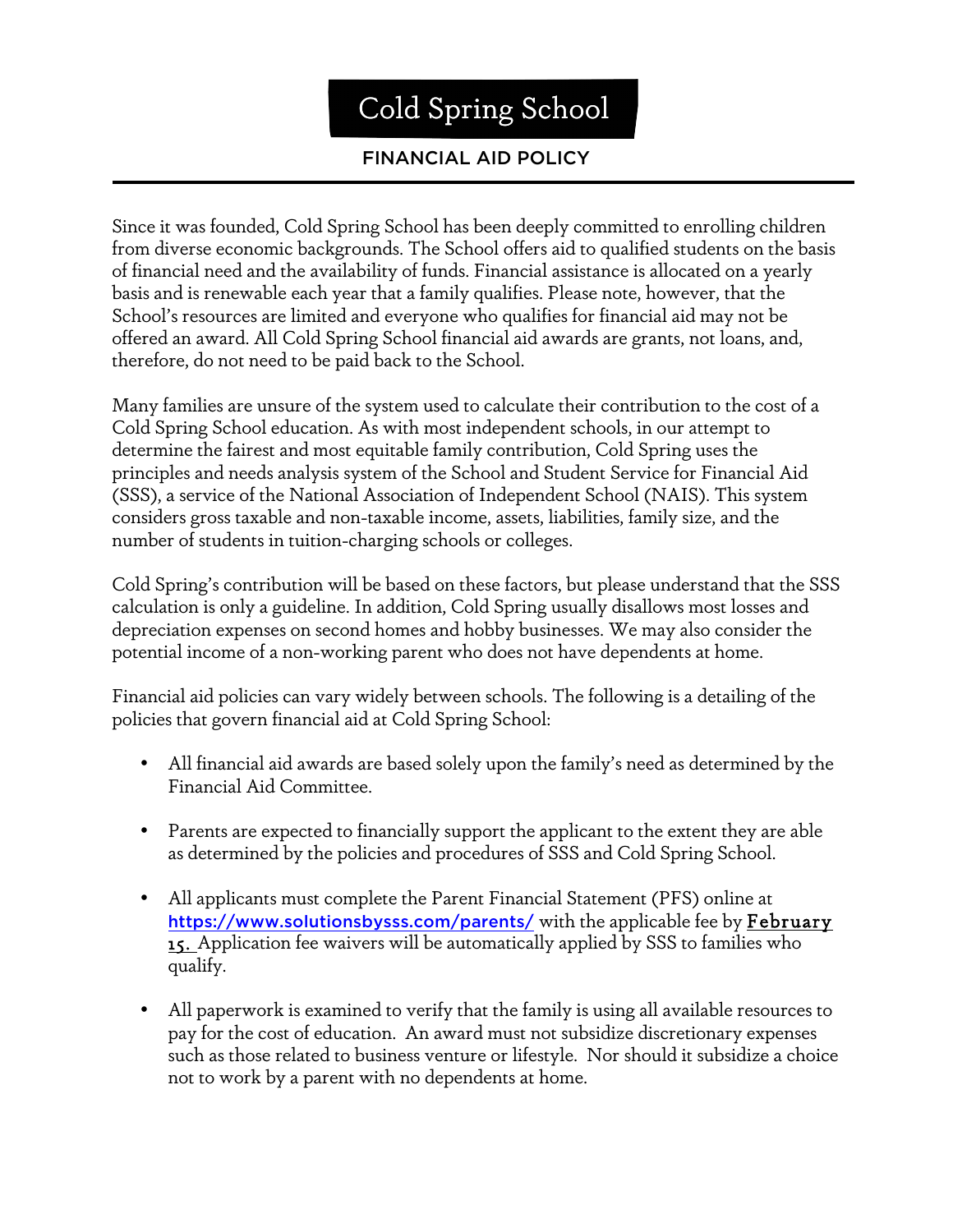# Cold Spring School

## FINANCIAL AID POLICY

Since it was founded, Cold Spring School has been deeply committed to enrolling children from diverse economic backgrounds. The School offers aid to qualified students on the basis of financial need and the availability of funds. Financial assistance is allocated on a yearly basis and is renewable each year that a family qualifies. Please note, however, that the School's resources are limited and everyone who qualifies for financial aid may not be offered an award. All Cold Spring School financial aid awards are grants, not loans, and, therefore, do not need to be paid back to the School.

Many families are unsure of the system used to calculate their contribution to the cost of a Cold Spring School education. As with most independent schools, in our attempt to determine the fairest and most equitable family contribution, Cold Spring uses the principles and needs analysis system of the School and Student Service for Financial Aid (SSS), a service of the National Association of Independent School (NAIS). This system considers gross taxable and non-taxable income, assets, liabilities, family size, and the number of students in tuition-charging schools or colleges.

Cold Spring's contribution will be based on these factors, but please understand that the SSS calculation is only a guideline. In addition, Cold Spring usually disallows most losses and depreciation expenses on second homes and hobby businesses. We may also consider the potential income of a non-working parent who does not have dependents at home.

Financial aid policies can vary widely between schools. The following is a detailing of the policies that govern financial aid at Cold Spring School:

- All financial aid awards are based solely upon the family's need as determined by the Financial Aid Committee.
- Parents are expected to financially support the applicant to the extent they are able as determined by the policies and procedures of SSS and Cold Spring School.
- All applicants must complete the Parent Financial Statement (PFS) online at https://www.solutionsbysss.com/parents/ with the applicable fee by **February 15.** Application fee waivers will be automatically applied by SSS to families who qualify.
- All paperwork is examined to verify that the family is using all available resources to pay for the cost of education. An award must not subsidize discretionary expenses such as those related to business venture or lifestyle. Nor should it subsidize a choice not to work by a parent with no dependents at home.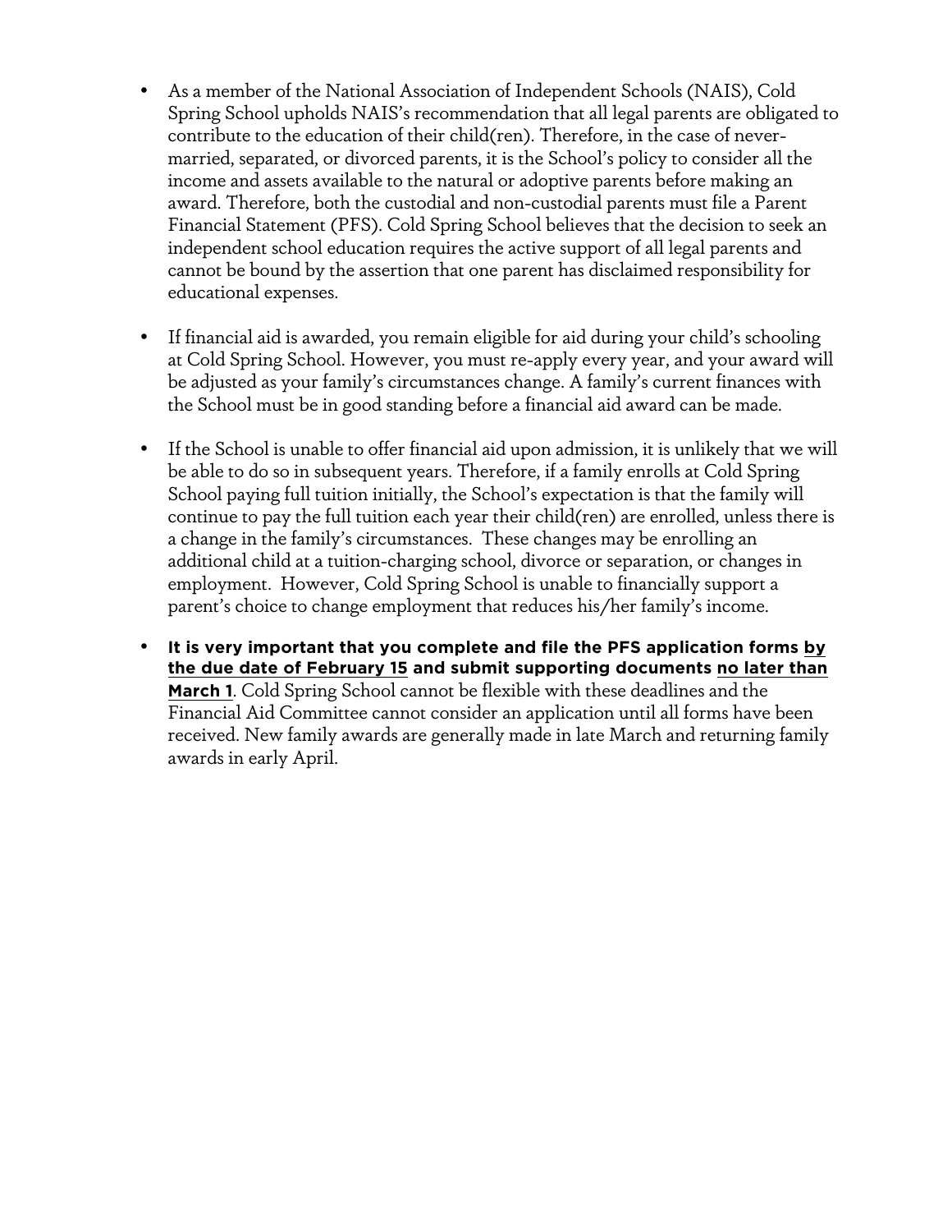- As a member of the National Association of Independent Schools (NAIS), Cold Spring School upholds NAIS's recommendation that all legal parents are obligated to contribute to the education of their child(ren). Therefore, in the case of never-married, separated, or divorced parents, it is the School's policy to consider all the income and assets available to the natural or adoptive parents before making an award. Therefore, both the custodial and non-custodial parents must file a Parent Financial Statement (PFS). Cold Spring School believes that the decision to seek an independent school education requires the active support of all legal parents and cannot be bound by the assertion that one parent has disclaimed responsibility for educational expenses.

- If financial aid is awarded, you remain eligible for aid during your child's schooling at Cold Spring School. However, you must re-apply every year, and your award will be adjusted as your family's circumstances change. A family's current finances with the School must be in good standing before a financial aid award can be made.

- If the School is unable to offer financial aid upon admission, it is unlikely that we will be able to do so in subsequent years. Therefore, if a family enrolls at Cold Spring School paying full tuition initially, the School's expectation is that the family will continue to pay the full tuition each year their child(ren) are enrolled, unless there is a change in the family's circumstances. These changes may be enrolling an additional child at a tuition-charging school, divorce or separation, or changes in employment. However, Cold Spring School is unable to financially support a parent's choice to change employment that reduces his/her family's income.

- **It is very important that you complete and file the PFS application forms <u>by the due date of February 15</u> and submit supporting documents <u>no later than March 1</u>**. Cold Spring School cannot be flexible with these deadlines and the Financial Aid Committee cannot consider an application until all forms have been received. New family awards are generally made in late March and returning family awards in early April.